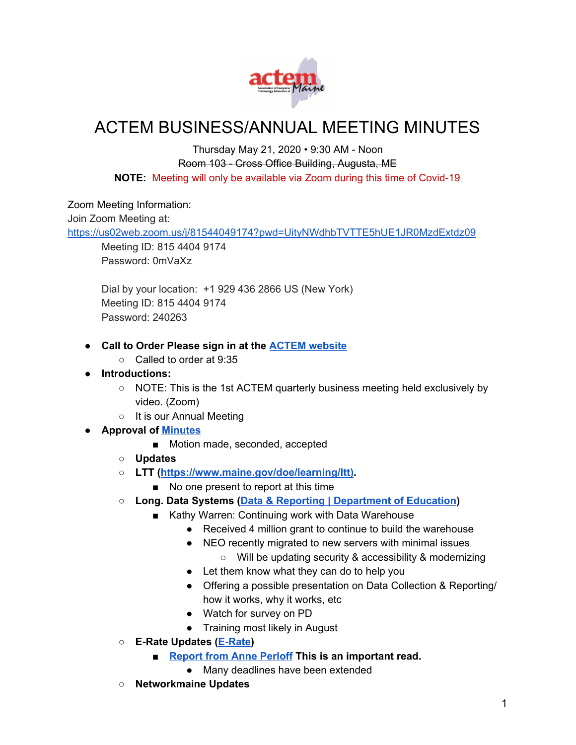# ACTEM BUSINESS/ANNUAL MEETING MINUTES

Thursday May 21, 2020 • 9:30 AM - Noon

~~Room 103 - Cross Office Building, Augusta, ME~~

**NOTE:** Meeting will only be available via Zoom during this time of Covid-19

Zoom Meeting Information:
Join Zoom Meeting at:
https://us02web.zoom.us/j/81544049174?pwd=UityNWdhbTVTTE5hUE1JR0MzdExtdz09

Meeting ID: 815 4404 9174
Password: 0mVaXz

Dial by your location: +1 929 436 2866 US (New York)
Meeting ID: 815 4404 9174
Password: 240263

- **Call to Order Please sign in at the ACTEM website**
  - Called to order at 9:35
- **Introductions:**
  - NOTE: This is the 1st ACTEM quarterly business meeting held exclusively by video. (Zoom)
  - It is our Annual Meeting
- **Approval of Minutes**
    - Motion made, seconded, accepted
  - **Updates**
  - **LTT (https://www.maine.gov/doe/learning/ltt).**
    - No one present to report at this time
  - **Long. Data Systems (Data & Reporting | Department of Education)**
    - Kathy Warren: Continuing work with Data Warehouse
      - Received 4 million grant to continue to build the warehouse
      - NEO recently migrated to new servers with minimal issues
        - Will be updating security & accessibility & modernizing
      - Let them know what they can do to help you
      - Offering a possible presentation on Data Collection & Reporting/ how it works, why it works, etc
      - Watch for survey on PD
      - Training most likely in August
  - **E-Rate Updates (E-Rate)**
    - **Report from Anne Perloff This is an important read.**
      - Many deadlines have been extended
  - **Networkmaine Updates**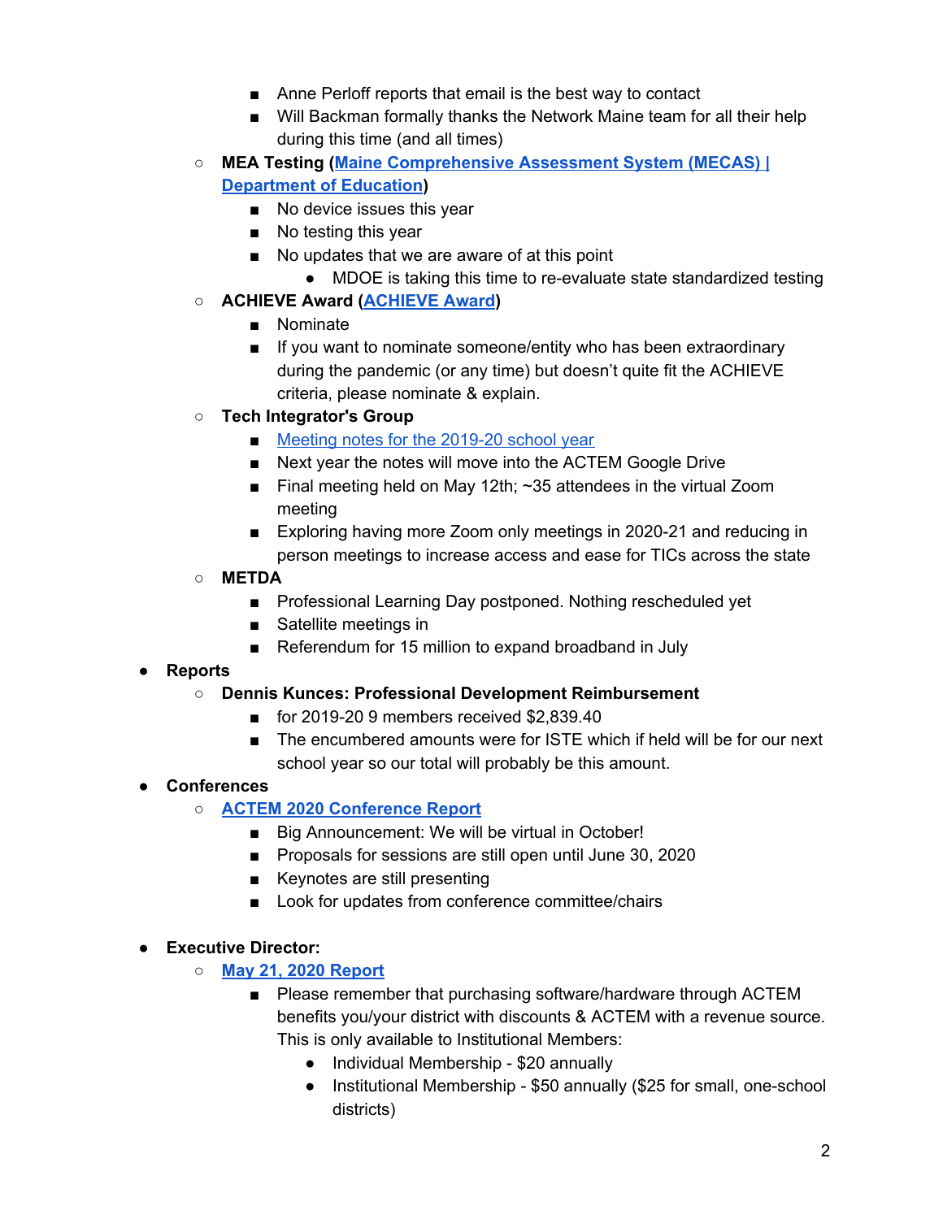- Anne Perloff reports that email is the best way to contact
        - Will Backman formally thanks the Network Maine team for all their help during this time (and all times)
    - **MEA Testing (Maine Comprehensive Assessment System (MECAS) | Department of Education)**
        - No device issues this year
        - No testing this year
        - No updates that we are aware of at this point
            - MDOE is taking this time to re-evaluate state standardized testing
    - **ACHIEVE Award (ACHIEVE Award)**
        - Nominate
        - If you want to nominate someone/entity who has been extraordinary during the pandemic (or any time) but doesn't quite fit the ACHIEVE criteria, please nominate & explain.
    - **Tech Integrator's Group**
        - Meeting notes for the 2019-20 school year
        - Next year the notes will move into the ACTEM Google Drive
        - Final meeting held on May 12th; ~35 attendees in the virtual Zoom meeting
        - Exploring having more Zoom only meetings in 2020-21 and reducing in person meetings to increase access and ease for TICs across the state
    - **METDA**
        - Professional Learning Day postponed. Nothing rescheduled yet
        - Satellite meetings in
        - Referendum for 15 million to expand broadband in July
- **Reports**
    - **Dennis Kunces: Professional Development Reimbursement**
        - for 2019-20 9 members received $2,839.40
        - The encumbered amounts were for ISTE which if held will be for our next school year so our total will probably be this amount.
- **Conferences**
    - **ACTEM 2020 Conference Report**
        - Big Announcement: We will be virtual in October!
        - Proposals for sessions are still open until June 30, 2020
        - Keynotes are still presenting
        - Look for updates from conference committee/chairs

- **Executive Director:**
    - **May 21, 2020 Report**
        - Please remember that purchasing software/hardware through ACTEM benefits you/your district with discounts & ACTEM with a revenue source. This is only available to Institutional Members:
            - Individual Membership - $20 annually
            - Institutional Membership - $50 annually ($25 for small, one-school districts)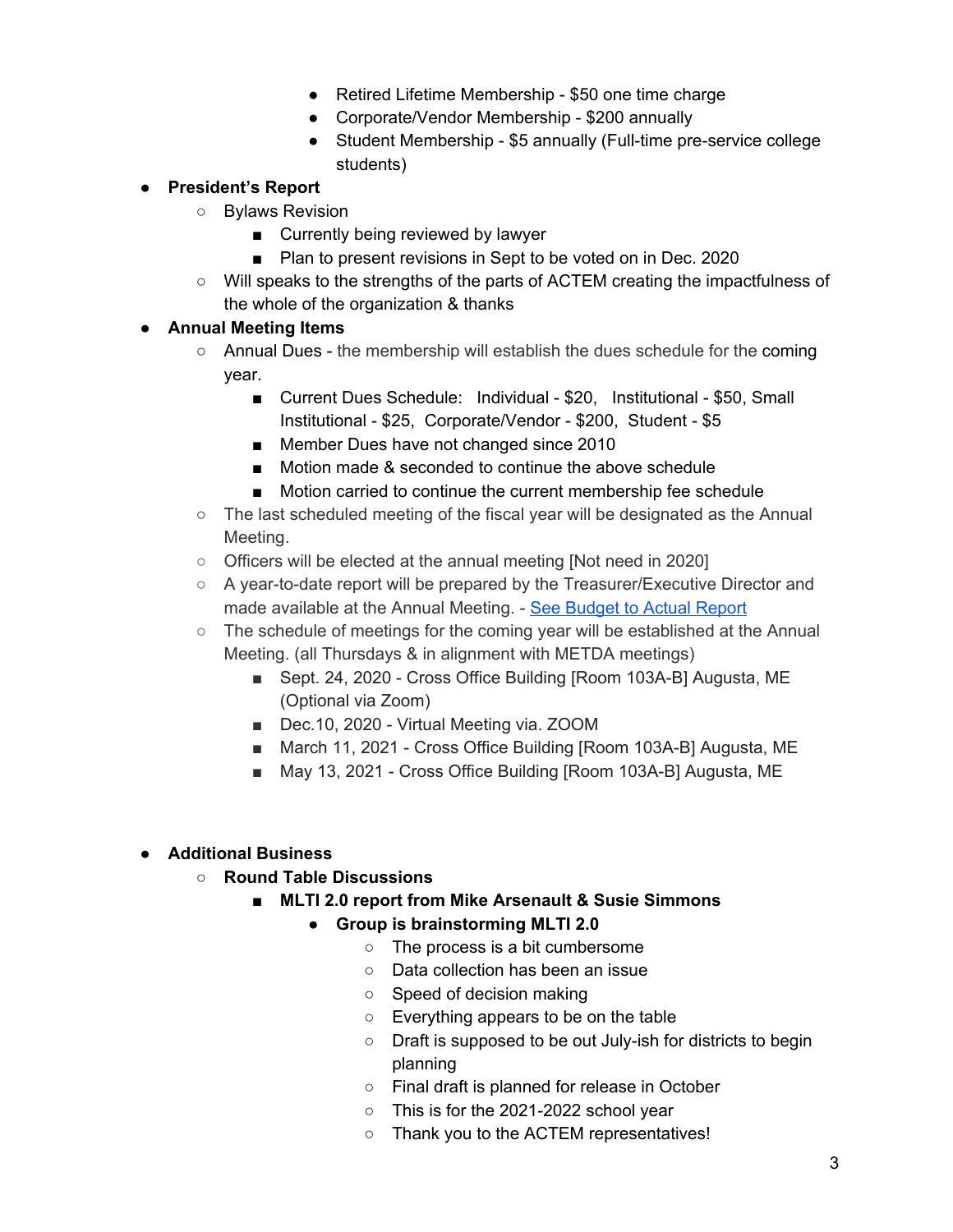- Retired Lifetime Membership - $50 one time charge
        - Corporate/Vendor Membership - $200 annually
        - Student Membership - $5 annually (Full-time pre-service college students)

- **President's Report**
  - Bylaws Revision
    - Currently being reviewed by lawyer
    - Plan to present revisions in Sept to be voted on in Dec. 2020
  - Will speaks to the strengths of the parts of ACTEM creating the impactfulness of the whole of the organization & thanks
- **Annual Meeting Items**
  - Annual Dues - the membership will establish the dues schedule for the coming year.
    - Current Dues Schedule: Individual - $20, Institutional - $50, Small Institutional - $25, Corporate/Vendor - $200, Student - $5
    - Member Dues have not changed since 2010
    - Motion made & seconded to continue the above schedule
    - Motion carried to continue the current membership fee schedule
  - The last scheduled meeting of the fiscal year will be designated as the Annual Meeting.
  - Officers will be elected at the annual meeting [Not need in 2020]
  - A year-to-date report will be prepared by the Treasurer/Executive Director and made available at the Annual Meeting. - [See Budget to Actual Report]()
  - The schedule of meetings for the coming year will be established at the Annual Meeting. (all Thursdays & in alignment with METDA meetings)
    - Sept. 24, 2020 - Cross Office Building [Room 103A-B] Augusta, ME (Optional via Zoom)
    - Dec.10, 2020 - Virtual Meeting via. ZOOM
    - March 11, 2021 - Cross Office Building [Room 103A-B] Augusta, ME
    - May 13, 2021 - Cross Office Building [Room 103A-B] Augusta, ME

- **Additional Business**
  - **Round Table Discussions**
    - **MLTI 2.0 report from Mike Arsenault & Susie Simmons**
      - **Group is brainstorming MLTI 2.0**
        - The process is a bit cumbersome
        - Data collection has been an issue
        - Speed of decision making
        - Everything appears to be on the table
        - Draft is supposed to be out July-ish for districts to begin planning
        - Final draft is planned for release in October
        - This is for the 2021-2022 school year
        - Thank you to the ACTEM representatives!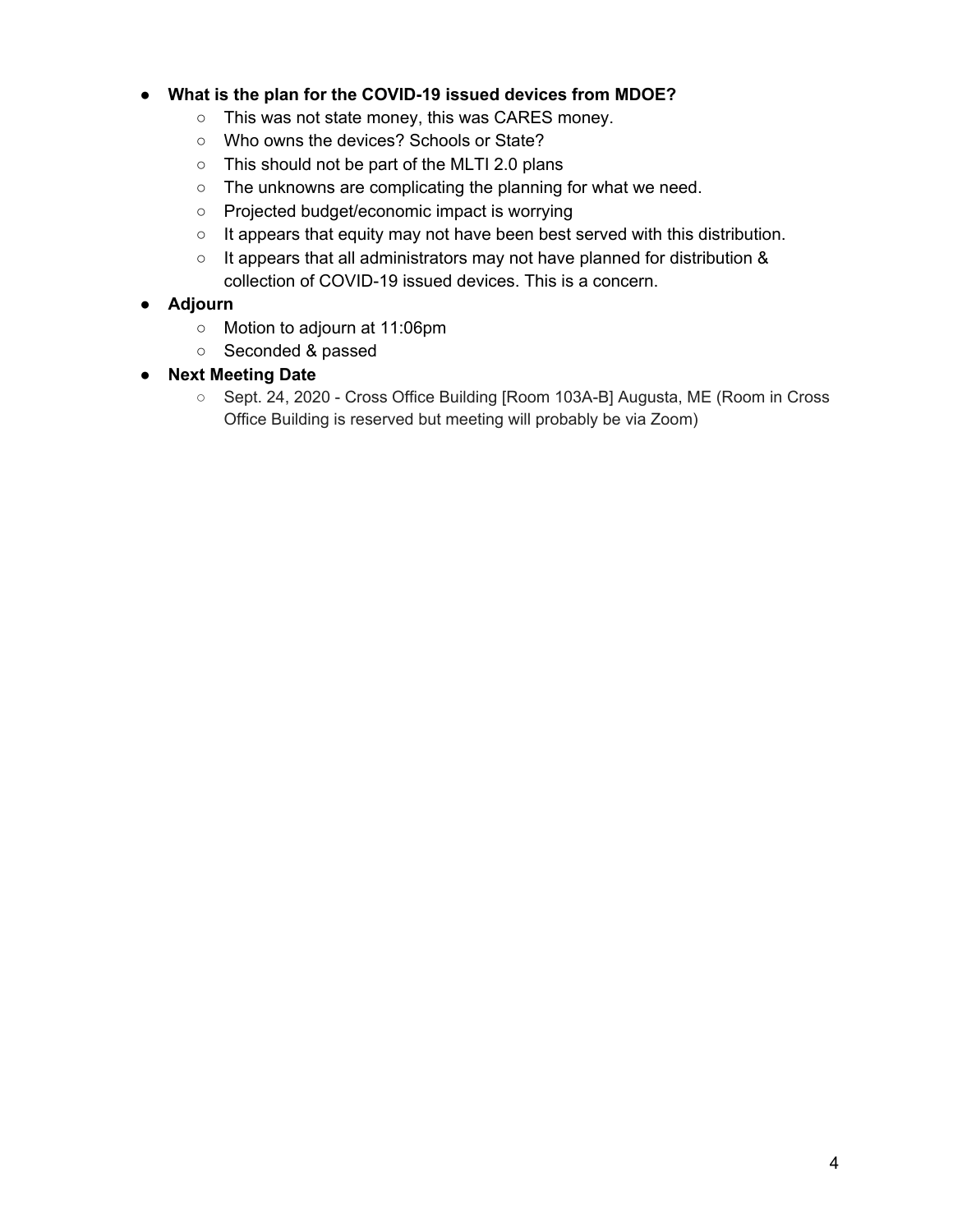- **What is the plan for the COVID-19 issued devices from MDOE?**
    - This was not state money, this was CARES money.
    - Who owns the devices? Schools or State?
    - This should not be part of the MLTI 2.0 plans
    - The unknowns are complicating the planning for what we need.
    - Projected budget/economic impact is worrying
    - It appears that equity may not have been best served with this distribution.
    - It appears that all administrators may not have planned for distribution & collection of COVID-19 issued devices. This is a concern.
- **Adjourn**
    - Motion to adjourn at 11:06pm
    - Seconded & passed
- **Next Meeting Date**
    - Sept. 24, 2020 - Cross Office Building [Room 103A-B] Augusta, ME (Room in Cross Office Building is reserved but meeting will probably be via Zoom)